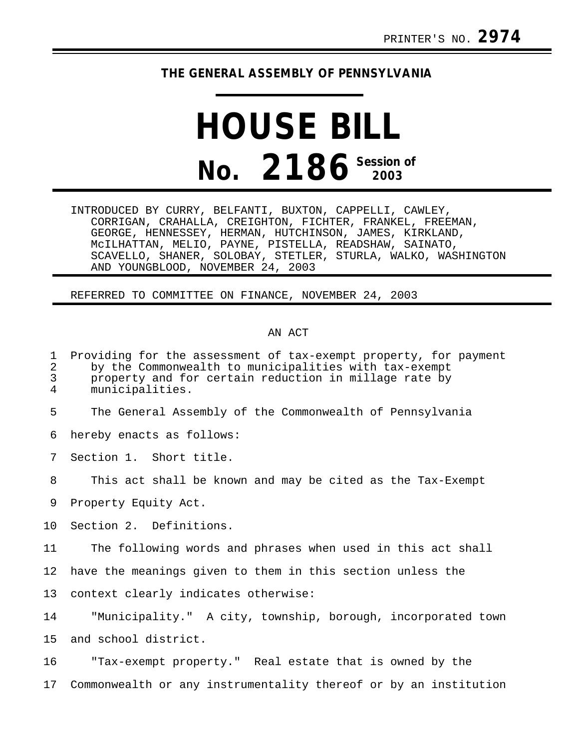PRINTER'S NO. **2974**

## THE GENERAL ASSEMBLY OF PENNSYLVANIA

# HOUSE BILL

# No. 2186 Session of 2003

INTRODUCED BY CURRY, BELFANTI, BUXTON, CAPPELLI, CAWLEY, CORRIGAN, CRAHALLA, CREIGHTON, FICHTER, FRANKEL, FREEMAN, GEORGE, HENNESSEY, HERMAN, HUTCHINSON, JAMES, KIRKLAND, McILHATTAN, MELIO, PAYNE, PISTELLA, READSHAW, SAINATO, SCAVELLO, SHANER, SOLOBAY, STETLER, STURLA, WALKO, WASHINGTON AND YOUNGBLOOD, NOVEMBER 24, 2003

REFERRED TO COMMITTEE ON FINANCE, NOVEMBER 24, 2003

AN ACT

1 Providing for the assessment of tax-exempt property, for payment
2 by the Commonwealth to municipalities with tax-exempt
3 property and for certain reduction in millage rate by
4 municipalities.

5 The General Assembly of the Commonwealth of Pennsylvania
6 hereby enacts as follows:

7 Section 1. Short title.

8 This act shall be known and may be cited as the Tax-Exempt
9 Property Equity Act.

10 Section 2. Definitions.

11 The following words and phrases when used in this act shall
12 have the meanings given to them in this section unless the
13 context clearly indicates otherwise:

14 "Municipality." A city, township, borough, incorporated town
15 and school district.

16 "Tax-exempt property." Real estate that is owned by the
17 Commonwealth or any instrumentality thereof or by an institution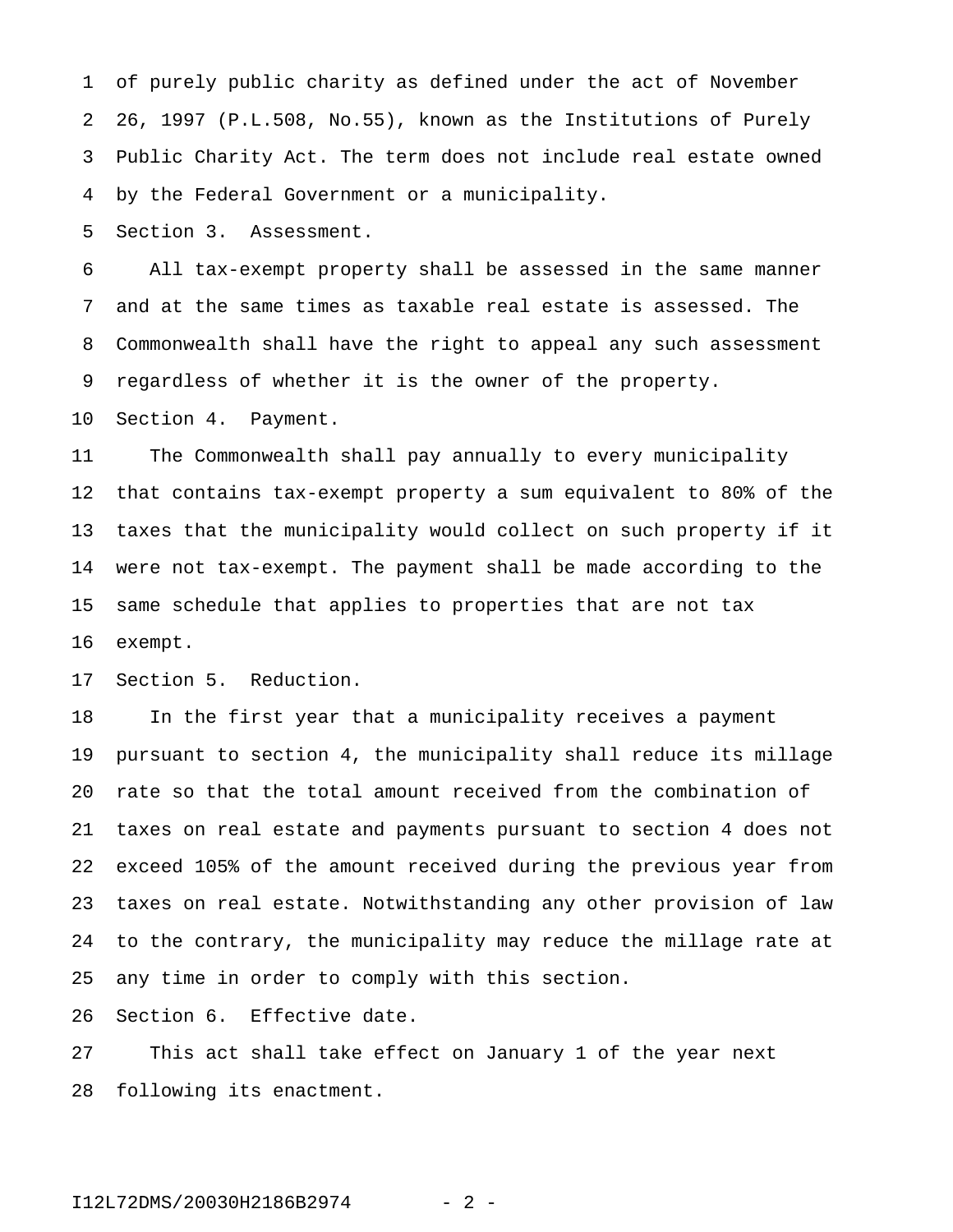of purely public charity as defined under the act of November 26, 1997 (P.L.508, No.55), known as the Institutions of Purely Public Charity Act. The term does not include real estate owned by the Federal Government or a municipality.

Section 3. Assessment.

All tax-exempt property shall be assessed in the same manner and at the same times as taxable real estate is assessed. The Commonwealth shall have the right to appeal any such assessment regardless of whether it is the owner of the property.

Section 4. Payment.

The Commonwealth shall pay annually to every municipality that contains tax-exempt property a sum equivalent to 80% of the taxes that the municipality would collect on such property if it were not tax-exempt. The payment shall be made according to the same schedule that applies to properties that are not tax exempt.

Section 5. Reduction.

In the first year that a municipality receives a payment pursuant to section 4, the municipality shall reduce its millage rate so that the total amount received from the combination of taxes on real estate and payments pursuant to section 4 does not exceed 105% of the amount received during the previous year from taxes on real estate. Notwithstanding any other provision of law to the contrary, the municipality may reduce the millage rate at any time in order to comply with this section.

Section 6. Effective date.

This act shall take effect on January 1 of the year next following its enactment.